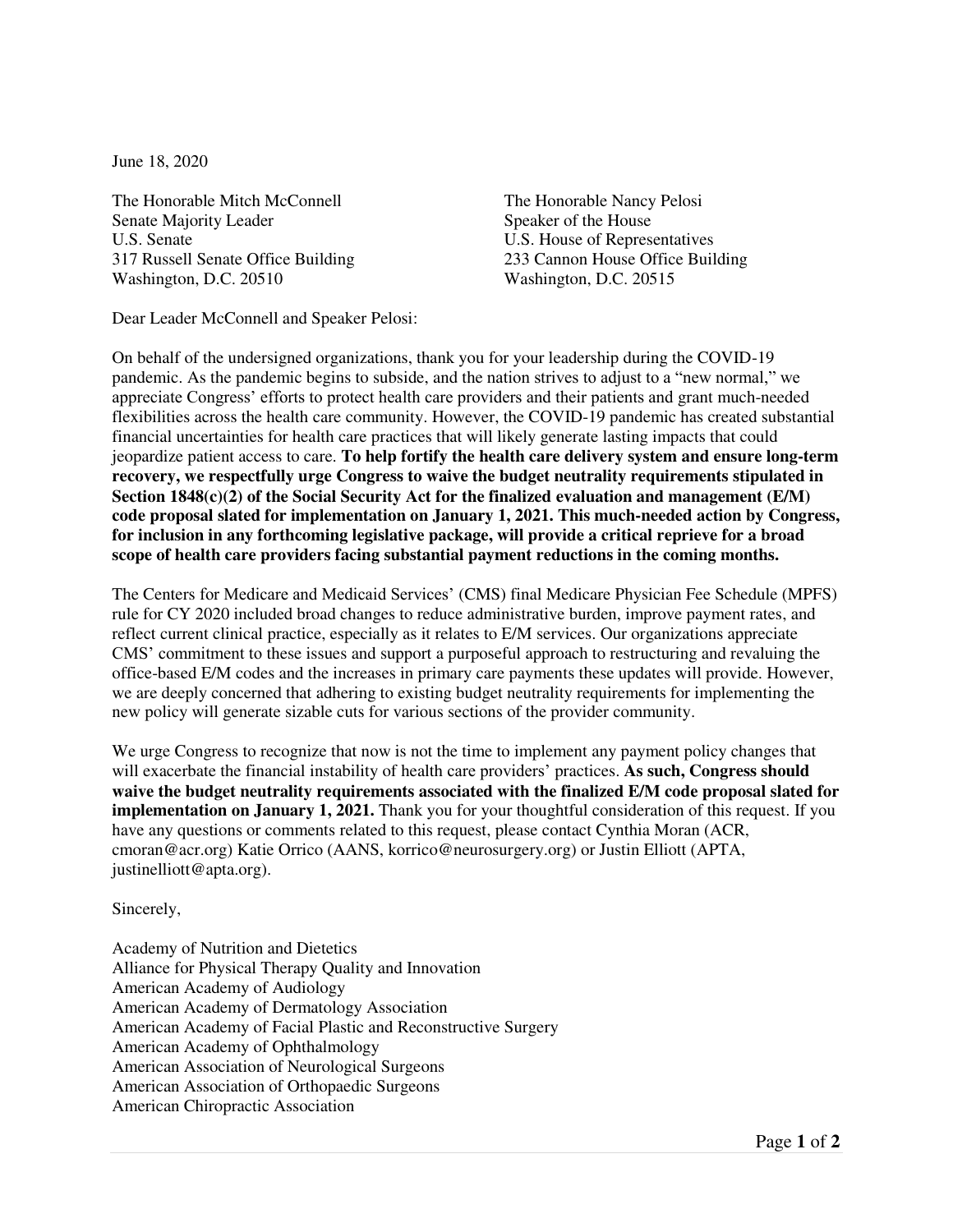June 18, 2020

The Honorable Mitch McConnell
Senate Majority Leader
U.S. Senate
317 Russell Senate Office Building
Washington, D.C. 20510

The Honorable Nancy Pelosi
Speaker of the House
U.S. House of Representatives
233 Cannon House Office Building
Washington, D.C. 20515

Dear Leader McConnell and Speaker Pelosi:

On behalf of the undersigned organizations, thank you for your leadership during the COVID-19 pandemic. As the pandemic begins to subside, and the nation strives to adjust to a "new normal," we appreciate Congress' efforts to protect health care providers and their patients and grant much-needed flexibilities across the health care community. However, the COVID-19 pandemic has created substantial financial uncertainties for health care practices that will likely generate lasting impacts that could jeopardize patient access to care. **To help fortify the health care delivery system and ensure long-term recovery, we respectfully urge Congress to waive the budget neutrality requirements stipulated in Section 1848(c)(2) of the Social Security Act for the finalized evaluation and management (E/M) code proposal slated for implementation on January 1, 2021. This much-needed action by Congress, for inclusion in any forthcoming legislative package, will provide a critical reprieve for a broad scope of health care providers facing substantial payment reductions in the coming months.**

The Centers for Medicare and Medicaid Services' (CMS) final Medicare Physician Fee Schedule (MPFS) rule for CY 2020 included broad changes to reduce administrative burden, improve payment rates, and reflect current clinical practice, especially as it relates to E/M services. Our organizations appreciate CMS' commitment to these issues and support a purposeful approach to restructuring and revaluing the office-based E/M codes and the increases in primary care payments these updates will provide. However, we are deeply concerned that adhering to existing budget neutrality requirements for implementing the new policy will generate sizable cuts for various sections of the provider community.

We urge Congress to recognize that now is not the time to implement any payment policy changes that will exacerbate the financial instability of health care providers' practices. **As such, Congress should waive the budget neutrality requirements associated with the finalized E/M code proposal slated for implementation on January 1, 2021.** Thank you for your thoughtful consideration of this request. If you have any questions or comments related to this request, please contact Cynthia Moran (ACR, cmoran@acr.org) Katie Orrico (AANS, korrico@neurosurgery.org) or Justin Elliott (APTA, justinelliott@apta.org).

Sincerely,

Academy of Nutrition and Dietetics
Alliance for Physical Therapy Quality and Innovation
American Academy of Audiology
American Academy of Dermatology Association
American Academy of Facial Plastic and Reconstructive Surgery
American Academy of Ophthalmology
American Association of Neurological Surgeons
American Association of Orthopaedic Surgeons
American Chiropractic Association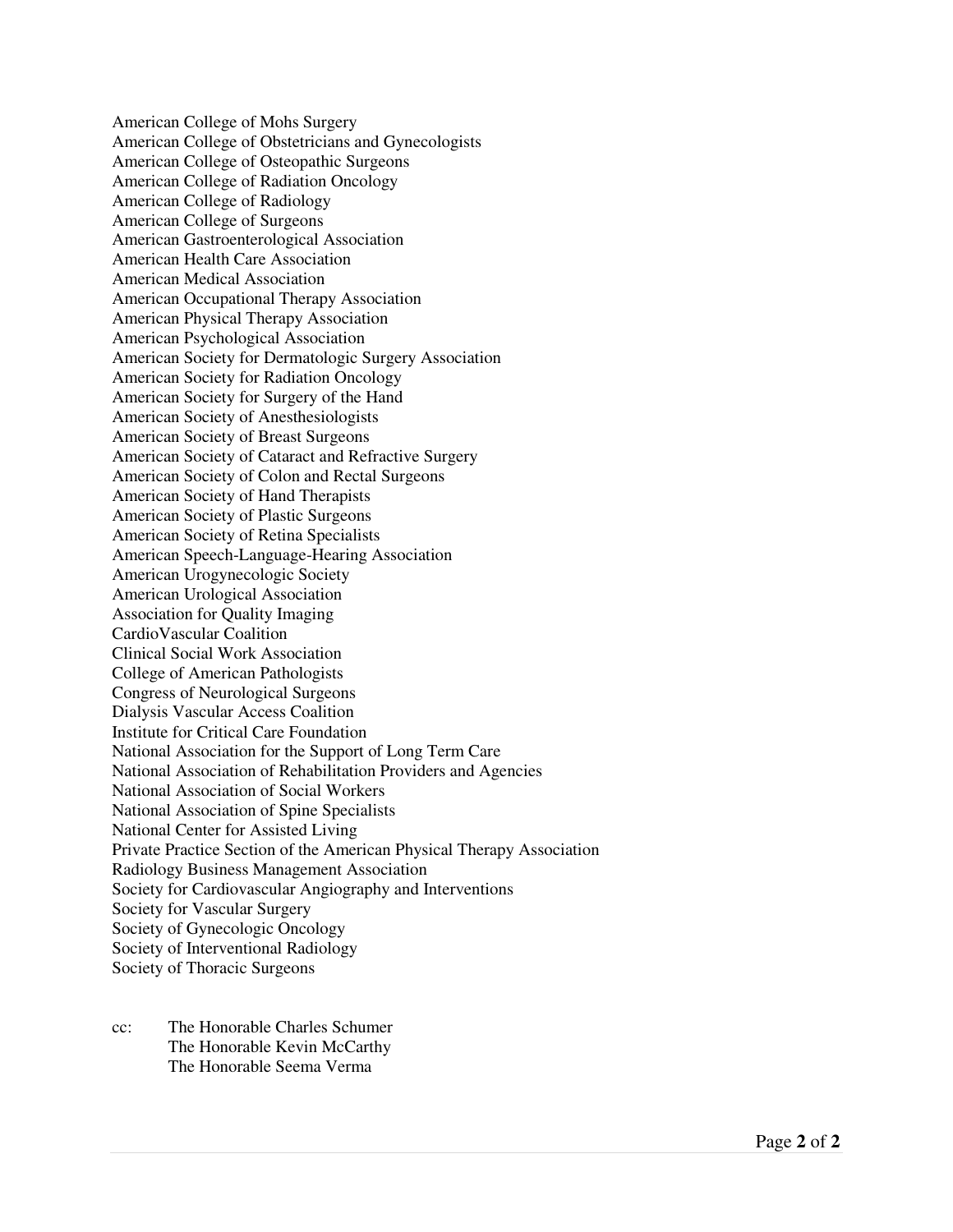American College of Mohs Surgery
American College of Obstetricians and Gynecologists
American College of Osteopathic Surgeons
American College of Radiation Oncology
American College of Radiology
American College of Surgeons
American Gastroenterological Association
American Health Care Association
American Medical Association
American Occupational Therapy Association
American Physical Therapy Association
American Psychological Association
American Society for Dermatologic Surgery Association
American Society for Radiation Oncology
American Society for Surgery of the Hand
American Society of Anesthesiologists
American Society of Breast Surgeons
American Society of Cataract and Refractive Surgery
American Society of Colon and Rectal Surgeons
American Society of Hand Therapists
American Society of Plastic Surgeons
American Society of Retina Specialists
American Speech-Language-Hearing Association
American Urogynecologic Society
American Urological Association
Association for Quality Imaging
CardioVascular Coalition
Clinical Social Work Association
College of American Pathologists
Congress of Neurological Surgeons
Dialysis Vascular Access Coalition
Institute for Critical Care Foundation
National Association for the Support of Long Term Care
National Association of Rehabilitation Providers and Agencies
National Association of Social Workers
National Association of Spine Specialists
National Center for Assisted Living
Private Practice Section of the American Physical Therapy Association
Radiology Business Management Association
Society for Cardiovascular Angiography and Interventions
Society for Vascular Surgery
Society of Gynecologic Oncology
Society of Interventional Radiology
Society of Thoracic Surgeons

cc: The Honorable Charles Schumer
The Honorable Kevin McCarthy
The Honorable Seema Verma